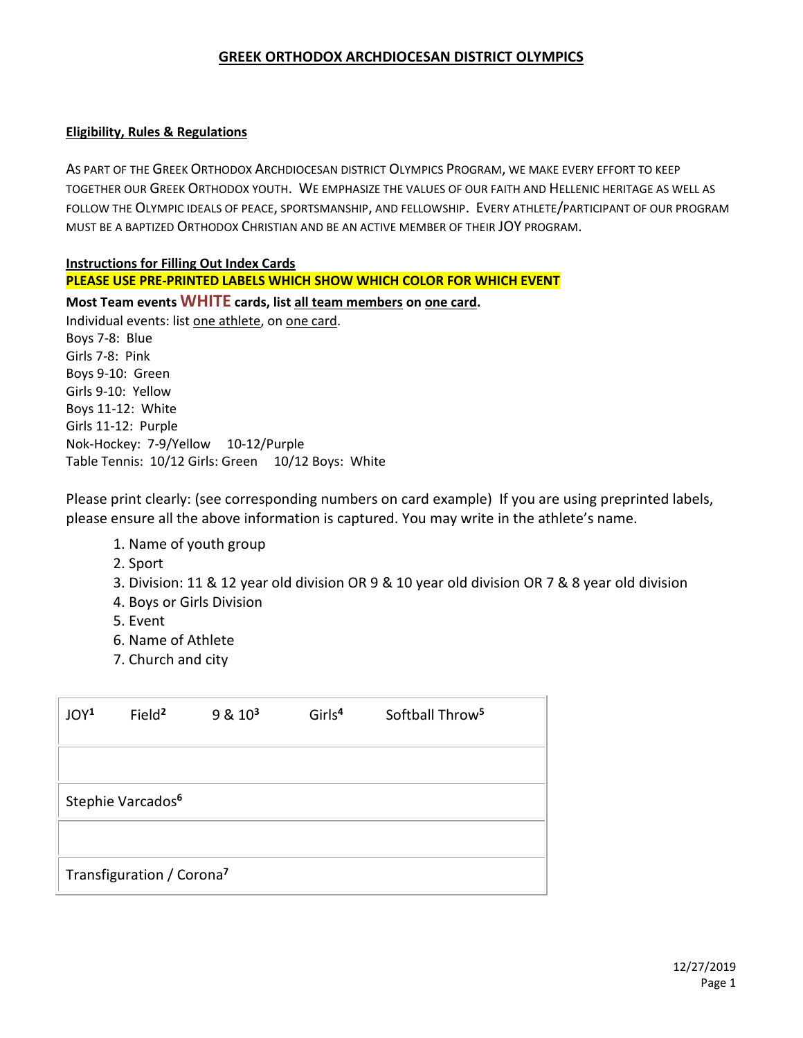# GREEK ORTHODOX ARCHDIOCESAN DISTRICT OLYMPICS

## Eligibility, Rules & Regulations

AS PART OF THE GREEK ORTHODOX ARCHDIOCESAN DISTRICT OLYMPICS PROGRAM, WE MAKE EVERY EFFORT TO KEEP TOGETHER OUR GREEK ORTHODOX YOUTH. WE EMPHASIZE THE VALUES OF OUR FAITH AND HELLENIC HERITAGE AS WELL AS FOLLOW THE OLYMPIC IDEALS OF PEACE, SPORTSMANSHIP, AND FELLOWSHIP. EVERY ATHLETE/PARTICIPANT OF OUR PROGRAM MUST BE A BAPTIZED ORTHODOX CHRISTIAN AND BE AN ACTIVE MEMBER OF THEIR JOY PROGRAM.

## Instructions for Filling Out Index Cards

**PLEASE USE PRE-PRINTED LABELS WHICH SHOW WHICH COLOR FOR WHICH EVENT**

**Most Team events WHITE cards, list all team members on one card.**

Individual events: list one athlete, on one card.

Boys 7-8: Blue
Girls 7-8: Pink
Boys 9-10: Green
Girls 9-10: Yellow
Boys 11-12: White
Girls 11-12: Purple
Nok-Hockey: 7-9/Yellow 10-12/Purple
Table Tennis: 10/12 Girls: Green 10/12 Boys: White

Please print clearly: (see corresponding numbers on card example) If you are using preprinted labels, please ensure all the above information is captured. You may write in the athlete's name.

1. Name of youth group
2. Sport
3. Division: 11 & 12 year old division OR 9 & 10 year old division OR 7 & 8 year old division
4. Boys or Girls Division
5. Event
6. Name of Athlete
7. Church and city

| JOY[1] Field[2] 9 & 10[3] Girls[4] Softball Throw[5] |
|---|
| |
| Stephie Varcados[6] |
| |
| Transfiguration / Corona[7] |

12/27/2019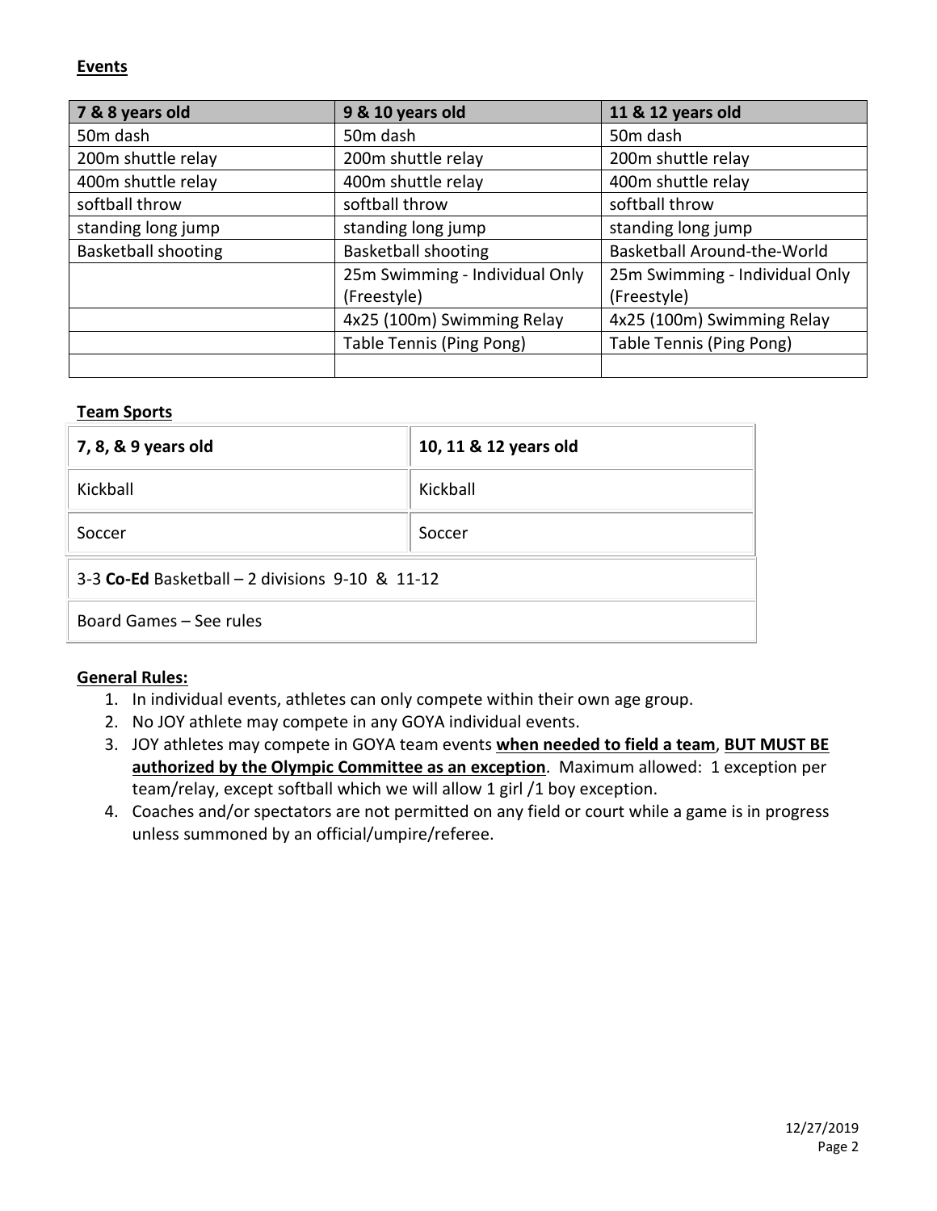**Events**

| 7 & 8 years old | 9 & 10 years old | 11 & 12 years old |
|---|---|---|
| 50m dash | 50m dash | 50m dash |
| 200m shuttle relay | 200m shuttle relay | 200m shuttle relay |
| 400m shuttle relay | 400m shuttle relay | 400m shuttle relay |
| softball throw | softball throw | softball throw |
| standing long jump | standing long jump | standing long jump |
| Basketball shooting | Basketball shooting | Basketball Around-the-World |
| | 25m Swimming - Individual Only (Freestyle) | 25m Swimming - Individual Only (Freestyle) |
| | 4x25 (100m) Swimming Relay | 4x25 (100m) Swimming Relay |
| | Table Tennis (Ping Pong) | Table Tennis (Ping Pong) |
| | | |

**Team Sports**

| 7, 8, & 9 years old | 10, 11 & 12 years old |
|---|---|
| Kickball | Kickball |
| Soccer | Soccer |
| 3-3 **Co-Ed** Basketball – 2 divisions 9-10 & 11-12 | |
| Board Games – See rules | |

**General Rules:**

1. In individual events, athletes can only compete within their own age group.
2. No JOY athlete may compete in any GOYA individual events.
3. JOY athletes may compete in GOYA team events **when needed to field a team**, **BUT MUST BE authorized by the Olympic Committee as an exception**. Maximum allowed: 1 exception per team/relay, except softball which we will allow 1 girl /1 boy exception.
4. Coaches and/or spectators are not permitted on any field or court while a game is in progress unless summoned by an official/umpire/referee.

12/27/2019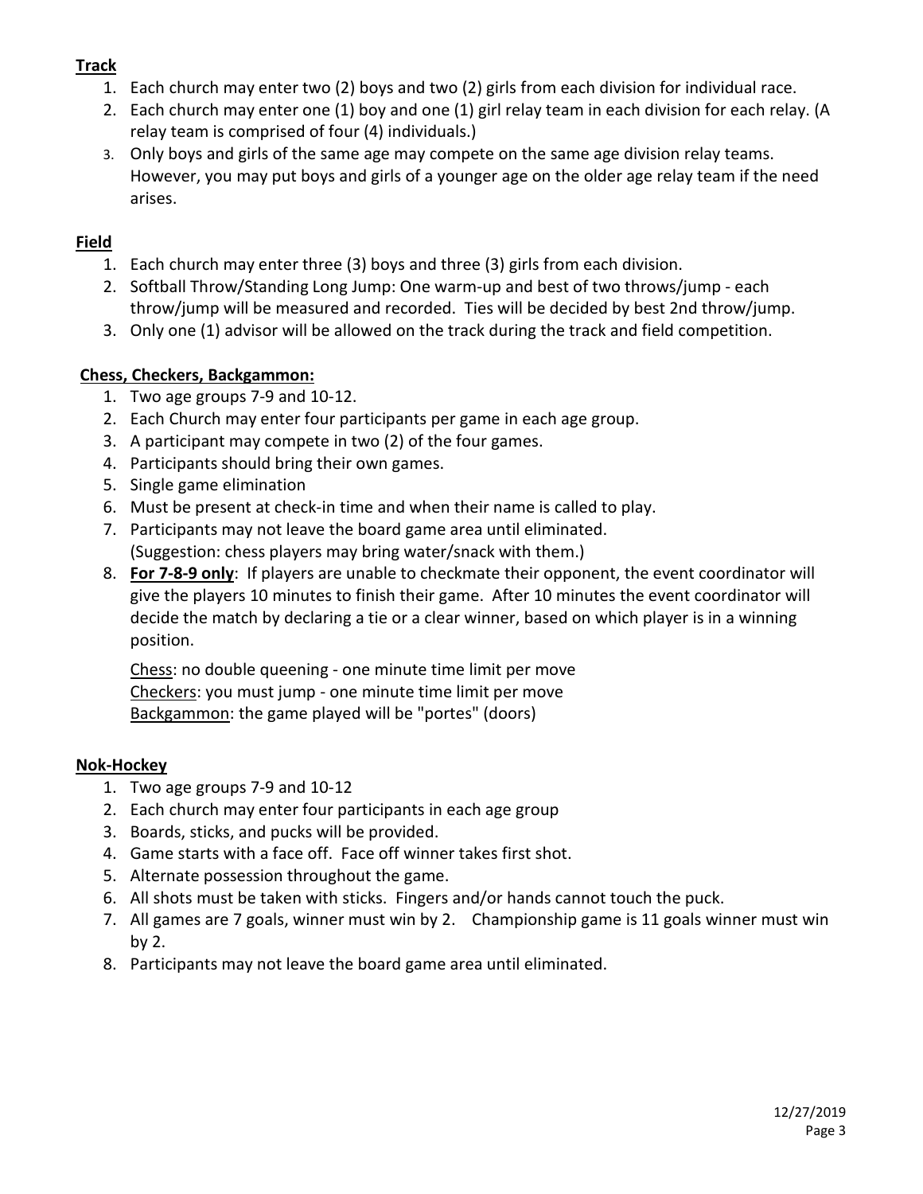**Track**

1. Each church may enter two (2) boys and two (2) girls from each division for individual race.
2. Each church may enter one (1) boy and one (1) girl relay team in each division for each relay. (A relay team is comprised of four (4) individuals.)
3. Only boys and girls of the same age may compete on the same age division relay teams. However, you may put boys and girls of a younger age on the older age relay team if the need arises.

**Field**

1. Each church may enter three (3) boys and three (3) girls from each division.
2. Softball Throw/Standing Long Jump: One warm-up and best of two throws/jump - each throw/jump will be measured and recorded. Ties will be decided by best 2nd throw/jump.
3. Only one (1) advisor will be allowed on the track during the track and field competition.

**Chess, Checkers, Backgammon:**

1. Two age groups 7-9 and 10-12.
2. Each Church may enter four participants per game in each age group.
3. A participant may compete in two (2) of the four games.
4. Participants should bring their own games.
5. Single game elimination
6. Must be present at check-in time and when their name is called to play.
7. Participants may not leave the board game area until eliminated. (Suggestion: chess players may bring water/snack with them.)
8. **For 7-8-9 only**: If players are unable to checkmate their opponent, the event coordinator will give the players 10 minutes to finish their game. After 10 minutes the event coordinator will decide the match by declaring a tie or a clear winner, based on which player is in a winning position.

   Chess: no double queening - one minute time limit per move
   Checkers: you must jump - one minute time limit per move
   Backgammon: the game played will be "portes" (doors)

**Nok-Hockey**

1. Two age groups 7-9 and 10-12
2. Each church may enter four participants in each age group
3. Boards, sticks, and pucks will be provided.
4. Game starts with a face off. Face off winner takes first shot.
5. Alternate possession throughout the game.
6. All shots must be taken with sticks. Fingers and/or hands cannot touch the puck.
7. All games are 7 goals, winner must win by 2. Championship game is 11 goals winner must win by 2.
8. Participants may not leave the board game area until eliminated.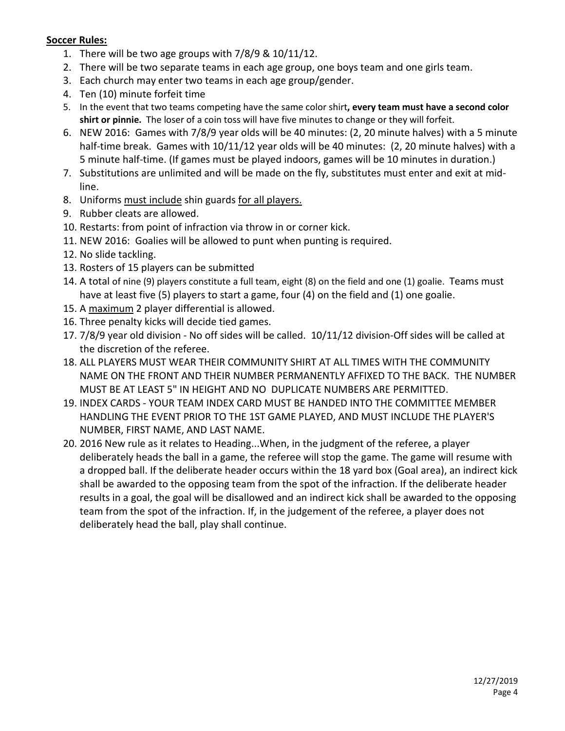**Soccer Rules:**

1. There will be two age groups with 7/8/9 & 10/11/12.
2. There will be two separate teams in each age group, one boys team and one girls team.
3. Each church may enter two teams in each age group/gender.
4. Ten (10) minute forfeit time
5. In the event that two teams competing have the same color shirt**, every team must have a second color shirt or pinnie.** The loser of a coin toss will have five minutes to change or they will forfeit.
6. NEW 2016: Games with 7/8/9 year olds will be 40 minutes: (2, 20 minute halves) with a 5 minute half-time break. Games with 10/11/12 year olds will be 40 minutes: (2, 20 minute halves) with a 5 minute half-time. (If games must be played indoors, games will be 10 minutes in duration.)
7. Substitutions are unlimited and will be made on the fly, substitutes must enter and exit at mid-line.
8. Uniforms <u>must include</u> shin guards <u>for all players.</u>
9. Rubber cleats are allowed.
10. Restarts: from point of infraction via throw in or corner kick.
11. NEW 2016: Goalies will be allowed to punt when punting is required.
12. No slide tackling.
13. Rosters of 15 players can be submitted
14. A total of nine (9) players constitute a full team, eight (8) on the field and one (1) goalie. Teams must have at least five (5) players to start a game, four (4) on the field and (1) one goalie.
15. A <u>maximum</u> 2 player differential is allowed.
16. Three penalty kicks will decide tied games.
17. 7/8/9 year old division - No off sides will be called. 10/11/12 division-Off sides will be called at the discretion of the referee.
18. ALL PLAYERS MUST WEAR THEIR COMMUNITY SHIRT AT ALL TIMES WITH THE COMMUNITY NAME ON THE FRONT AND THEIR NUMBER PERMANENTLY AFFIXED TO THE BACK. THE NUMBER MUST BE AT LEAST 5" IN HEIGHT AND NO DUPLICATE NUMBERS ARE PERMITTED.
19. INDEX CARDS - YOUR TEAM INDEX CARD MUST BE HANDED INTO THE COMMITTEE MEMBER HANDLING THE EVENT PRIOR TO THE 1ST GAME PLAYED, AND MUST INCLUDE THE PLAYER'S NUMBER, FIRST NAME, AND LAST NAME.
20. 2016 New rule as it relates to Heading...When, in the judgment of the referee, a player deliberately heads the ball in a game, the referee will stop the game. The game will resume with a dropped ball. If the deliberate header occurs within the 18 yard box (Goal area), an indirect kick shall be awarded to the opposing team from the spot of the infraction. If the deliberate header results in a goal, the goal will be disallowed and an indirect kick shall be awarded to the opposing team from the spot of the infraction. If, in the judgement of the referee, a player does not deliberately head the ball, play shall continue.

12/27/2019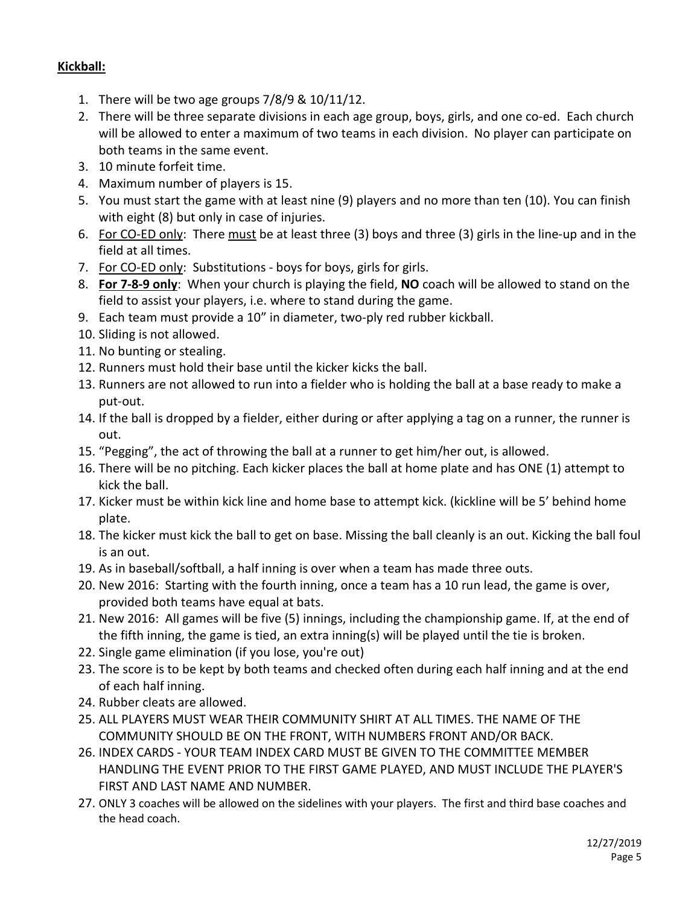**Kickball:**

1. There will be two age groups 7/8/9 & 10/11/12.
2. There will be three separate divisions in each age group, boys, girls, and one co-ed. Each church will be allowed to enter a maximum of two teams in each division. No player can participate on both teams in the same event.
3. 10 minute forfeit time.
4. Maximum number of players is 15.
5. You must start the game with at least nine (9) players and no more than ten (10). You can finish with eight (8) but only in case of injuries.
6. For CO-ED only: There must be at least three (3) boys and three (3) girls in the line-up and in the field at all times.
7. For CO-ED only: Substitutions - boys for boys, girls for girls.
8. **For 7-8-9 only**: When your church is playing the field, **NO** coach will be allowed to stand on the field to assist your players, i.e. where to stand during the game.
9. Each team must provide a 10" in diameter, two-ply red rubber kickball.
10. Sliding is not allowed.
11. No bunting or stealing.
12. Runners must hold their base until the kicker kicks the ball.
13. Runners are not allowed to run into a fielder who is holding the ball at a base ready to make a put-out.
14. If the ball is dropped by a fielder, either during or after applying a tag on a runner, the runner is out.
15. "Pegging", the act of throwing the ball at a runner to get him/her out, is allowed.
16. There will be no pitching. Each kicker places the ball at home plate and has ONE (1) attempt to kick the ball.
17. Kicker must be within kick line and home base to attempt kick. (kickline will be 5' behind home plate.
18. The kicker must kick the ball to get on base. Missing the ball cleanly is an out. Kicking the ball foul is an out.
19. As in baseball/softball, a half inning is over when a team has made three outs.
20. New 2016: Starting with the fourth inning, once a team has a 10 run lead, the game is over, provided both teams have equal at bats.
21. New 2016: All games will be five (5) innings, including the championship game. If, at the end of the fifth inning, the game is tied, an extra inning(s) will be played until the tie is broken.
22. Single game elimination (if you lose, you're out)
23. The score is to be kept by both teams and checked often during each half inning and at the end of each half inning.
24. Rubber cleats are allowed.
25. ALL PLAYERS MUST WEAR THEIR COMMUNITY SHIRT AT ALL TIMES. THE NAME OF THE COMMUNITY SHOULD BE ON THE FRONT, WITH NUMBERS FRONT AND/OR BACK.
26. INDEX CARDS - YOUR TEAM INDEX CARD MUST BE GIVEN TO THE COMMITTEE MEMBER HANDLING THE EVENT PRIOR TO THE FIRST GAME PLAYED, AND MUST INCLUDE THE PLAYER'S FIRST AND LAST NAME AND NUMBER.
27. ONLY 3 coaches will be allowed on the sidelines with your players. The first and third base coaches and the head coach.

12/27/2019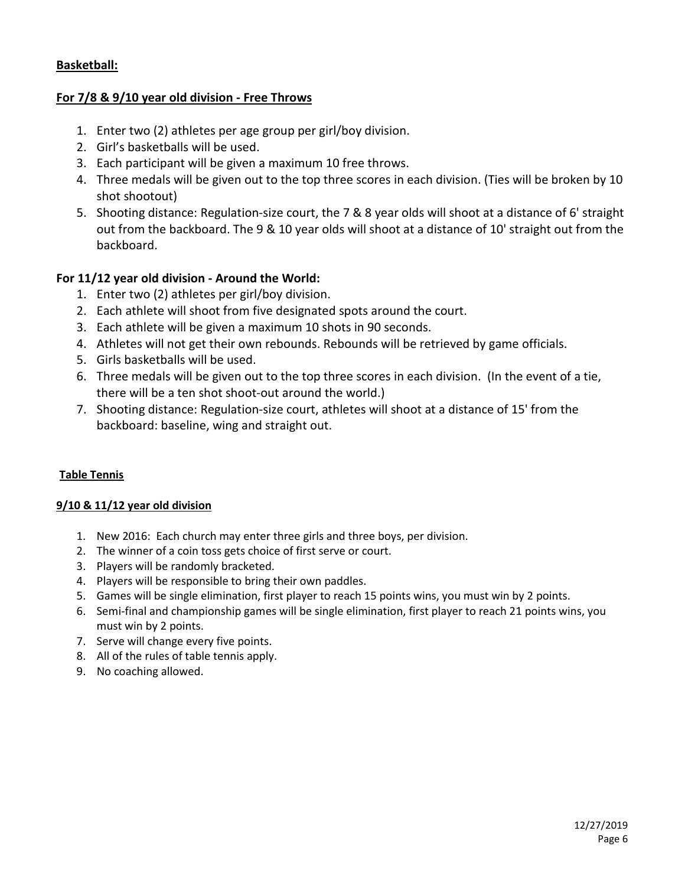## Basketball:

### For 7/8 & 9/10 year old division - Free Throws

1. Enter two (2) athletes per age group per girl/boy division.
2. Girl's basketballs will be used.
3. Each participant will be given a maximum 10 free throws.
4. Three medals will be given out to the top three scores in each division. (Ties will be broken by 10 shot shootout)
5. Shooting distance: Regulation-size court, the 7 & 8 year olds will shoot at a distance of 6' straight out from the backboard. The 9 & 10 year olds will shoot at a distance of 10' straight out from the backboard.

### For 11/12 year old division - Around the World:

1. Enter two (2) athletes per girl/boy division.
2. Each athlete will shoot from five designated spots around the court.
3. Each athlete will be given a maximum 10 shots in 90 seconds.
4. Athletes will not get their own rebounds. Rebounds will be retrieved by game officials.
5. Girls basketballs will be used.
6. Three medals will be given out to the top three scores in each division. (In the event of a tie, there will be a ten shot shoot-out around the world.)
7. Shooting distance: Regulation-size court, athletes will shoot at a distance of 15' from the backboard: baseline, wing and straight out.

## Table Tennis

### 9/10 & 11/12 year old division

1. New 2016: Each church may enter three girls and three boys, per division.
2. The winner of a coin toss gets choice of first serve or court.
3. Players will be randomly bracketed.
4. Players will be responsible to bring their own paddles.
5. Games will be single elimination, first player to reach 15 points wins, you must win by 2 points.
6. Semi-final and championship games will be single elimination, first player to reach 21 points wins, you must win by 2 points.
7. Serve will change every five points.
8. All of the rules of table tennis apply.
9. No coaching allowed.

12/27/2019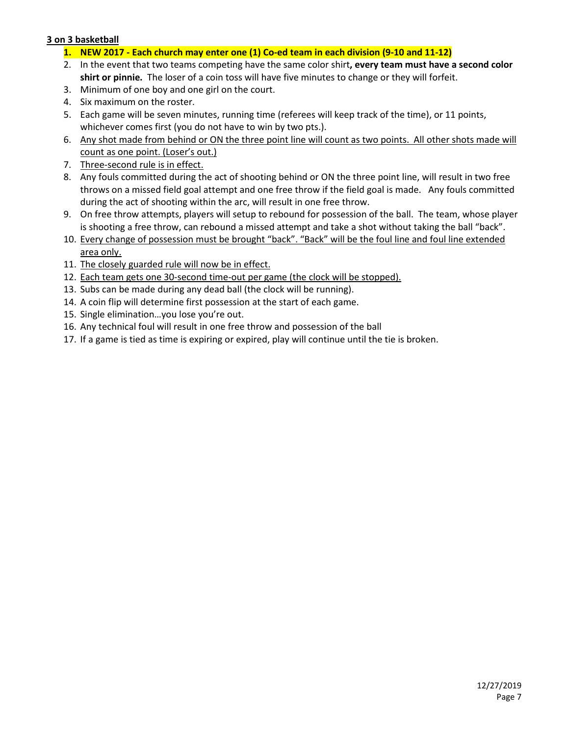## 3 on 3 basketball

1. **NEW 2017 - Each church may enter one (1) Co-ed team in each division (9-10 and 11-12)**
2. In the event that two teams competing have the same color shirt**, every team must have a second color shirt or pinnie.** The loser of a coin toss will have five minutes to change or they will forfeit.
3. Minimum of one boy and one girl on the court.
4. Six maximum on the roster.
5. Each game will be seven minutes, running time (referees will keep track of the time), or 11 points, whichever comes first (you do not have to win by two pts.).
6. <u>Any shot made from behind or ON the three point line will count as two points. All other shots made will count as one point. (Loser's out.)</u>
7. <u>Three-second rule is in effect.</u>
8. Any fouls committed during the act of shooting behind or ON the three point line, will result in two free throws on a missed field goal attempt and one free throw if the field goal is made. Any fouls committed during the act of shooting within the arc, will result in one free throw.
9. On free throw attempts, players will setup to rebound for possession of the ball. The team, whose player is shooting a free throw, can rebound a missed attempt and take a shot without taking the ball "back".
10. <u>Every change of possession must be brought "back". "Back" will be the foul line and foul line extended area only.</u>
11. <u>The closely guarded rule will now be in effect.</u>
12. <u>Each team gets one 30-second time-out per game (the clock will be stopped).</u>
13. Subs can be made during any dead ball (the clock will be running).
14. A coin flip will determine first possession at the start of each game.
15. Single elimination…you lose you're out.
16. Any technical foul will result in one free throw and possession of the ball
17. If a game is tied as time is expiring or expired, play will continue until the tie is broken.

12/27/2019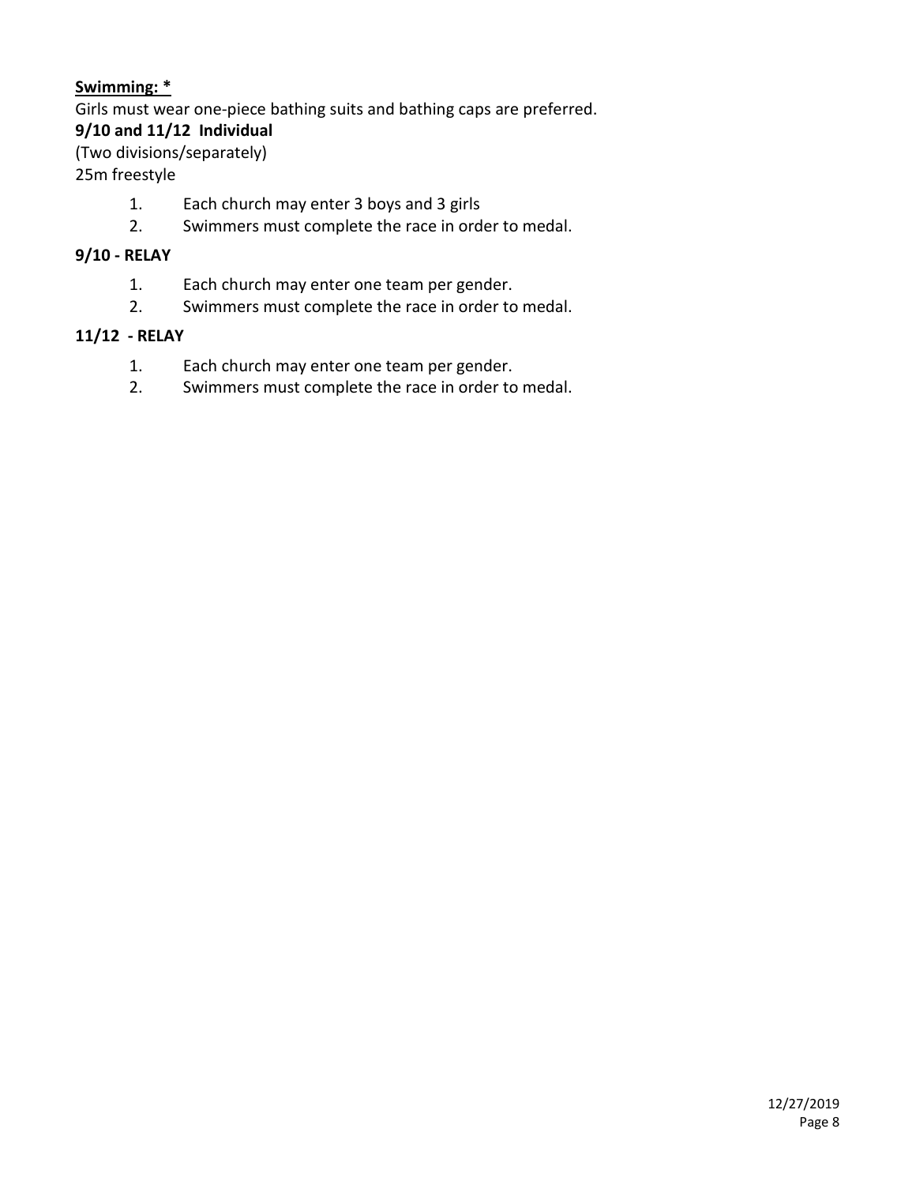**<u>Swimming: *</u>**

Girls must wear one-piece bathing suits and bathing caps are preferred.

**9/10 and 11/12 Individual**

(Two divisions/separately)

25m freestyle

1. Each church may enter 3 boys and 3 girls
2. Swimmers must complete the race in order to medal.

**9/10 - RELAY**

1. Each church may enter one team per gender.
2. Swimmers must complete the race in order to medal.

**11/12 - RELAY**

1. Each church may enter one team per gender.
2. Swimmers must complete the race in order to medal.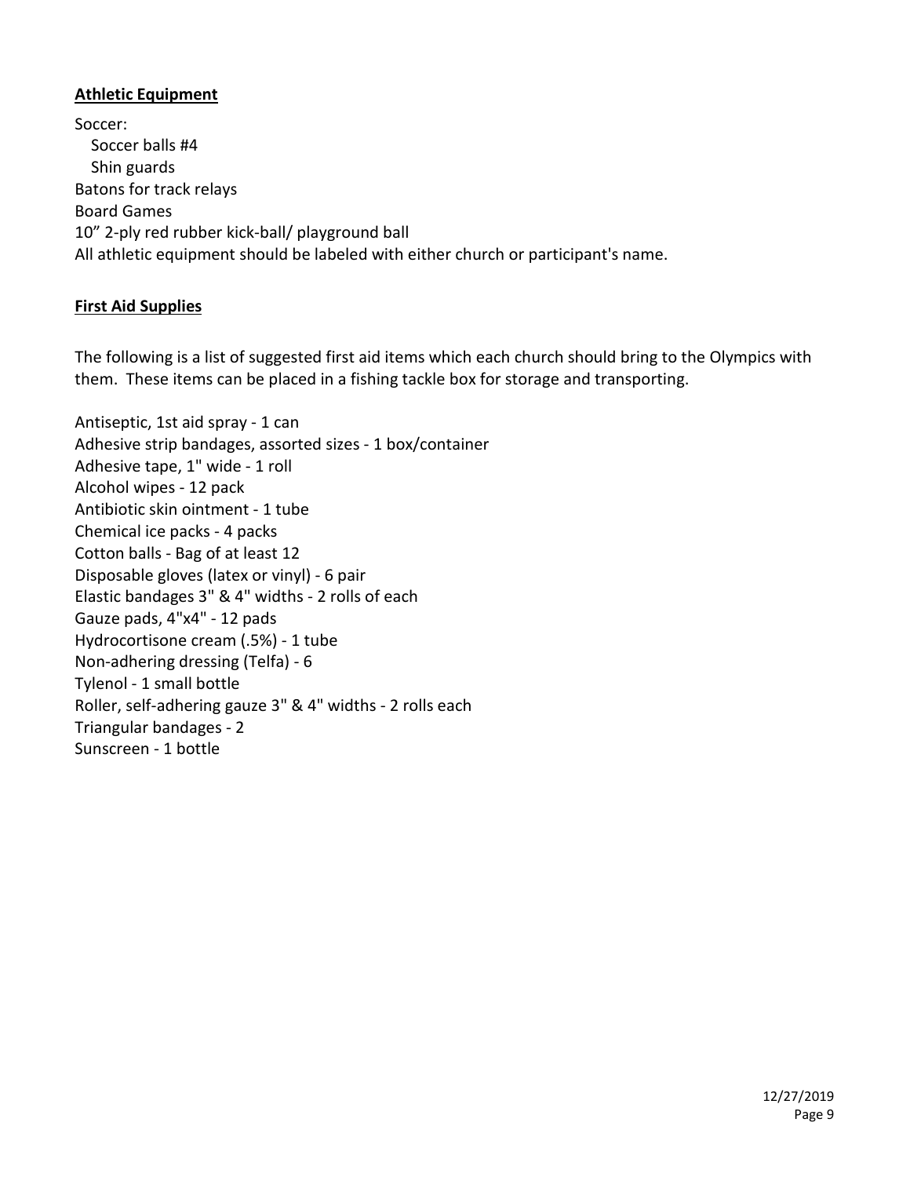**Athletic Equipment**

Soccer:
- Soccer balls #4
- Shin guards

Batons for track relays
Board Games
10" 2-ply red rubber kick-ball/ playground ball
All athletic equipment should be labeled with either church or participant's name.

**First Aid Supplies**

The following is a list of suggested first aid items which each church should bring to the Olympics with them. These items can be placed in a fishing tackle box for storage and transporting.

Antiseptic, 1st aid spray - 1 can
Adhesive strip bandages, assorted sizes - 1 box/container
Adhesive tape, 1" wide - 1 roll
Alcohol wipes - 12 pack
Antibiotic skin ointment - 1 tube
Chemical ice packs - 4 packs
Cotton balls - Bag of at least 12
Disposable gloves (latex or vinyl) - 6 pair
Elastic bandages 3" & 4" widths - 2 rolls of each
Gauze pads, 4"x4" - 12 pads
Hydrocortisone cream (.5%) - 1 tube
Non-adhering dressing (Telfa) - 6
Tylenol - 1 small bottle
Roller, self-adhering gauze 3" & 4" widths - 2 rolls each
Triangular bandages - 2
Sunscreen - 1 bottle